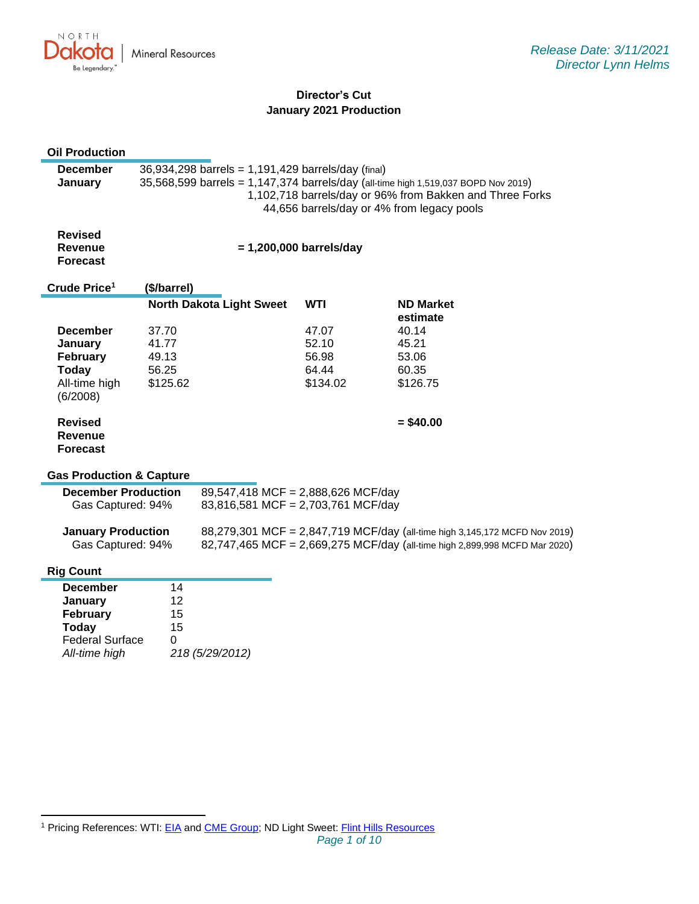North Dakota | Mineral Resources

*Release Date: 3/11/2021*
*Director Lynn Helms*

# Director's Cut
## January 2021 Production

### Oil Production

**December** 36,934,298 barrels = 1,191,429 barrels/day (final)

**January** 35,568,599 barrels = 1,147,374 barrels/day (all-time high 1,519,037 BOPD Nov 2019)
1,102,718 barrels/day or 96% from Bakken and Three Forks
44,656 barrels/day or 4% from legacy pools

**Revised Revenue Forecast** = 1,200,000 barrels/day

### Crude Price[1] ($/barrel)

| | North Dakota Light Sweet | WTI | ND Market estimate |
|---|---|---|---|
| **December** | 37.70 | 47.07 | 40.14 |
| **January** | 41.77 | 52.10 | 45.21 |
| **February** | 49.13 | 56.98 | 53.06 |
| **Today** | 56.25 | 64.44 | 60.35 |
| All-time high (6/2008) | $125.62 | $134.02 | $126.75 |
| **Revised Revenue Forecast** | | | = $40.00 |

### Gas Production & Capture

**December Production** 89,547,418 MCF = 2,888,626 MCF/day
Gas Captured: 94% 83,816,581 MCF = 2,703,761 MCF/day

**January Production** 88,279,301 MCF = 2,847,719 MCF/day (all-time high 3,145,172 MCFD Nov 2019)
Gas Captured: 94% 82,747,465 MCF = 2,669,275 MCF/day (all-time high 2,899,998 MCFD Mar 2020)

### Rig Count

| | |
|---|---|
| **December** | 14 |
| **January** | 12 |
| **February** | 15 |
| **Today** | 15 |
| Federal Surface | 0 |
| *All-time high* | *218 (5/29/2012)* |

[1] Pricing References: WTI: EIA and CME Group; ND Light Sweet: Flint Hills Resources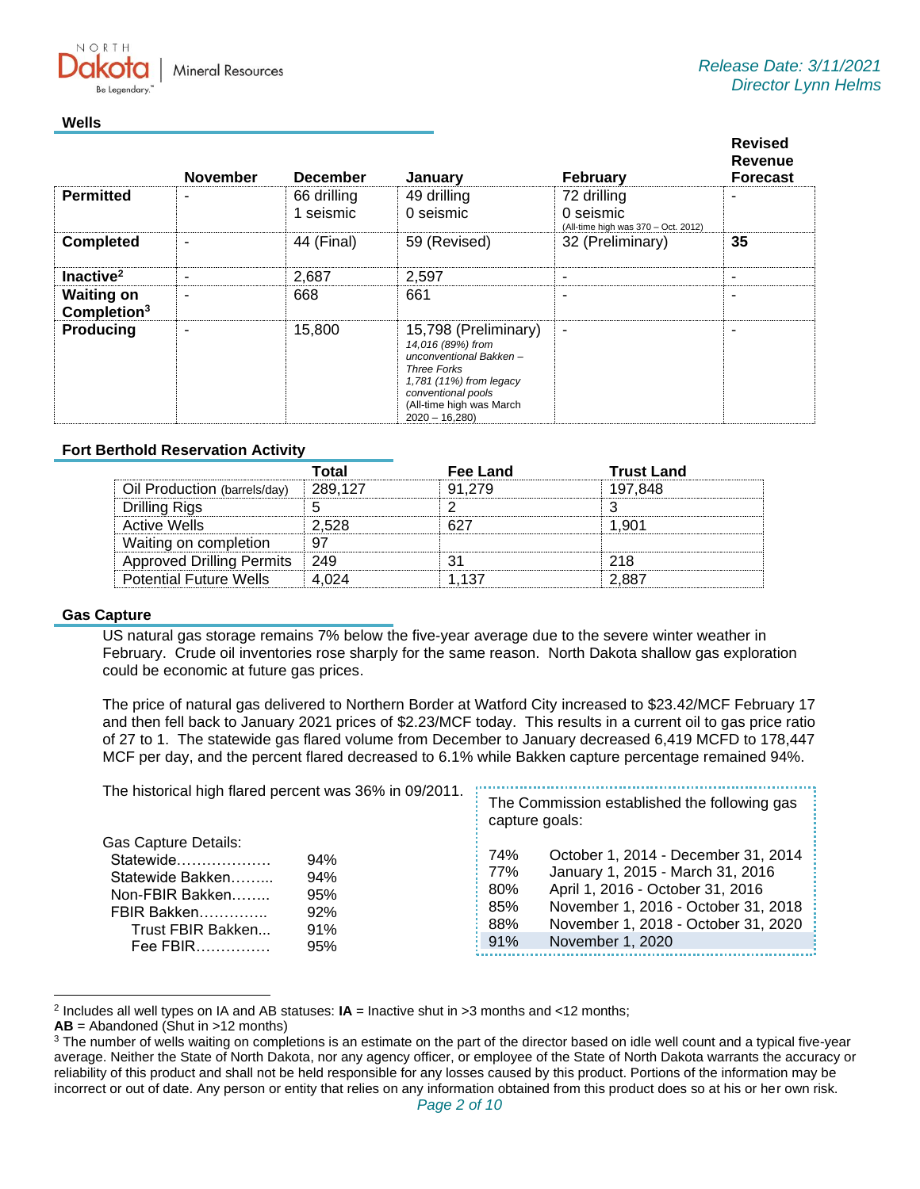Release Date: 3/11/2021
Director Lynn Helms

## Wells

| | November | December | January | February | Revised Revenue Forecast |
|---|---|---|---|---|---|
| **Permitted** | - | 66 drilling<br>1 seismic | 49 drilling<br>0 seismic | 72 drilling<br>0 seismic<br>(All-time high was 370 – Oct. 2012) | - |
| **Completed** | - | 44 (Final) | 59 (Revised) | 32 (Preliminary) | **35** |
| **Inactive**[2] | - | 2,687 | 2,597 | - | - |
| **Waiting on Completion**[3] | - | 668 | 661 | - | - |
| **Producing** | - | 15,800 | 15,798 (Preliminary)<br>*14,016 (89%) from unconventional Bakken – Three Forks*<br>*1,781 (11%) from legacy conventional pools*<br>(All-time high was March 2020 – 16,280) | - | - |

## Fort Berthold Reservation Activity

| | Total | Fee Land | Trust Land |
|---|---|---|---|
| Oil Production (barrels/day) | 289,127 | 91,279 | 197,848 |
| Drilling Rigs | 5 | 2 | 3 |
| Active Wells | 2,528 | 627 | 1,901 |
| Waiting on completion | 97 | | |
| Approved Drilling Permits | 249 | 31 | 218 |
| Potential Future Wells | 4,024 | 1,137 | 2,887 |

## Gas Capture

US natural gas storage remains 7% below the five-year average due to the severe winter weather in February. Crude oil inventories rose sharply for the same reason. North Dakota shallow gas exploration could be economic at future gas prices.

The price of natural gas delivered to Northern Border at Watford City increased to $23.42/MCF February 17 and then fell back to January 2021 prices of $2.23/MCF today. This results in a current oil to gas price ratio of 27 to 1. The statewide gas flared volume from December to January decreased 6,419 MCFD to 178,447 MCF per day, and the percent flared decreased to 6.1% while Bakken capture percentage remained 94%.

The historical high flared percent was 36% in 09/2011.

Gas Capture Details:

| | |
|---|---|
| Statewide | 94% |
| Statewide Bakken | 94% |
| Non-FBIR Bakken | 95% |
| FBIR Bakken | 92% |
| Trust FBIR Bakken | 91% |
| Fee FBIR | 95% |

The Commission established the following gas capture goals:

| | |
|---|---|
| 74% | October 1, 2014 - December 31, 2014 |
| 77% | January 1, 2015 - March 31, 2016 |
| 80% | April 1, 2016 - October 31, 2016 |
| 85% | November 1, 2016 - October 31, 2018 |
| 88% | November 1, 2018 - October 31, 2020 |
| 91% | November 1, 2020 |

---

[2] Includes all well types on IA and AB statuses: **IA** = Inactive shut in >3 months and <12 months;
**AB** = Abandoned (Shut in >12 months)

[3] The number of wells waiting on completions is an estimate on the part of the director based on idle well count and a typical five-year average. Neither the State of North Dakota, nor any agency officer, or employee of the State of North Dakota warrants the accuracy or reliability of this product and shall not be held responsible for any losses caused by this product. Portions of the information may be incorrect or out of date. Any person or entity that relies on any information obtained from this product does so at his or her own risk.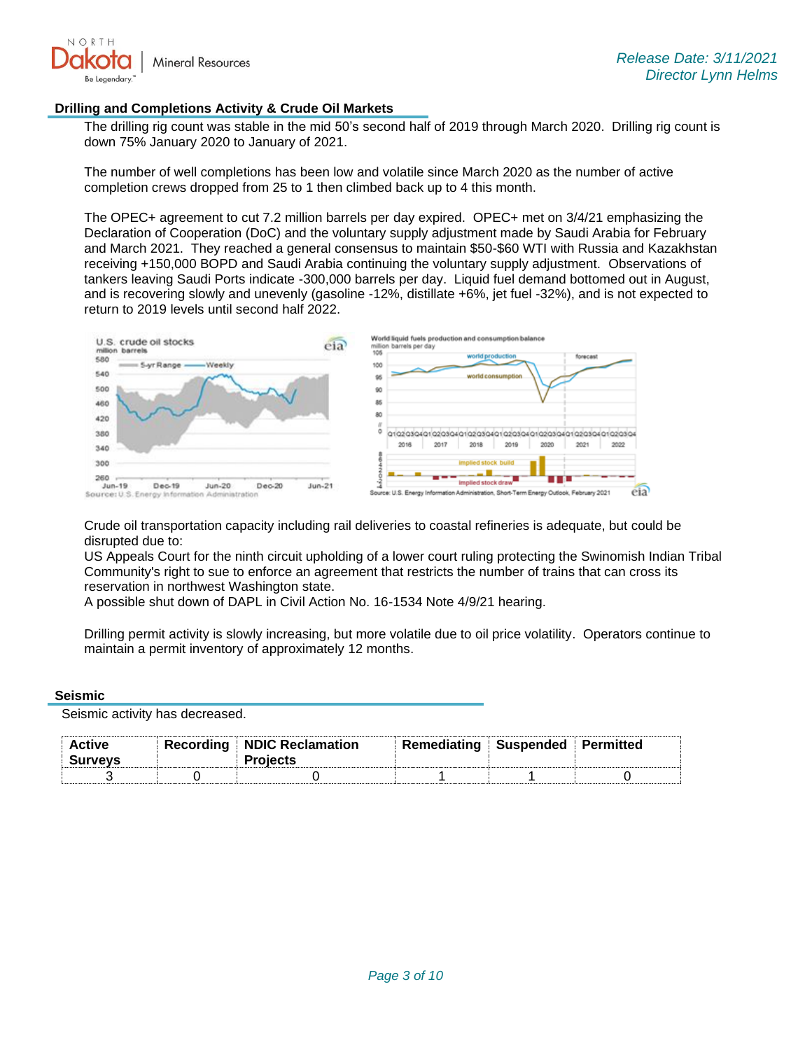## Drilling and Completions Activity & Crude Oil Markets

The drilling rig count was stable in the mid 50's second half of 2019 through March 2020. Drilling rig count is down 75% January 2020 to January of 2021.

The number of well completions has been low and volatile since March 2020 as the number of active completion crews dropped from 25 to 1 then climbed back up to 4 this month.

The OPEC+ agreement to cut 7.2 million barrels per day expired. OPEC+ met on 3/4/21 emphasizing the Declaration of Cooperation (DoC) and the voluntary supply adjustment made by Saudi Arabia for February and March 2021. They reached a general consensus to maintain $50-$60 WTI with Russia and Kazakhstan receiving +150,000 BOPD and Saudi Arabia continuing the voluntary supply adjustment. Observations of tankers leaving Saudi Ports indicate -300,000 barrels per day. Liquid fuel demand bottomed out in August, and is recovering slowly and unevenly (gasoline -12%, distillate +6%, jet fuel -32%), and is not expected to return to 2019 levels until second half 2022.

Crude oil transportation capacity including rail deliveries to coastal refineries is adequate, but could be disrupted due to:

US Appeals Court for the ninth circuit upholding of a lower court ruling protecting the Swinomish Indian Tribal Community's right to sue to enforce an agreement that restricts the number of trains that can cross its reservation in northwest Washington state.

A possible shut down of DAPL in Civil Action No. 16-1534 Note 4/9/21 hearing.

Drilling permit activity is slowly increasing, but more volatile due to oil price volatility. Operators continue to maintain a permit inventory of approximately 12 months.

## Seismic

Seismic activity has decreased.

| Active Surveys | Recording | NDIC Reclamation Projects | Remediating | Suspended | Permitted |
|---|---|---|---|---|---|
| 3 | 0 | 0 | 1 | 1 | 0 |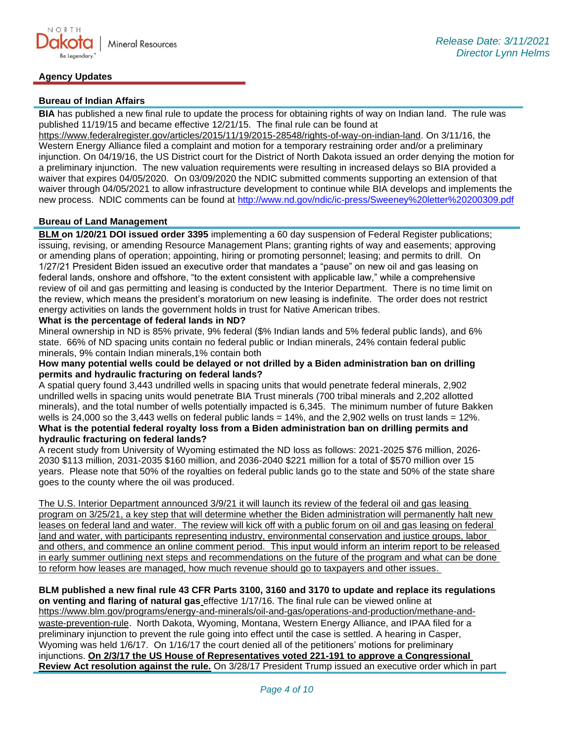## Agency Updates

### Bureau of Indian Affairs

**BIA** has published a new final rule to update the process for obtaining rights of way on Indian land. The rule was published 11/19/15 and became effective 12/21/15. The final rule can be found at https://www.federalregister.gov/articles/2015/11/19/2015-28548/rights-of-way-on-indian-land. On 3/11/16, the Western Energy Alliance filed a complaint and motion for a temporary restraining order and/or a preliminary injunction. On 04/19/16, the US District court for the District of North Dakota issued an order denying the motion for a preliminary injunction. The new valuation requirements were resulting in increased delays so BIA provided a waiver that expires 04/05/2020. On 03/09/2020 the NDIC submitted comments supporting an extension of that waiver through 04/05/2021 to allow infrastructure development to continue while BIA develops and implements the new process. NDIC comments can be found at http://www.nd.gov/ndic/ic-press/Sweeney%20letter%20200309.pdf

### Bureau of Land Management

**BLM on 1/20/21 DOI issued order 3395** implementing a 60 day suspension of Federal Register publications; issuing, revising, or amending Resource Management Plans; granting rights of way and easements; approving or amending plans of operation; appointing, hiring or promoting personnel; leasing; and permits to drill. On 1/27/21 President Biden issued an executive order that mandates a "pause" on new oil and gas leasing on federal lands, onshore and offshore, "to the extent consistent with applicable law," while a comprehensive review of oil and gas permitting and leasing is conducted by the Interior Department. There is no time limit on the review, which means the president's moratorium on new leasing is indefinite. The order does not restrict energy activities on lands the government holds in trust for Native American tribes.

**What is the percentage of federal lands in ND?**

Mineral ownership in ND is 85% private, 9% federal ($% Indian lands and 5% federal public lands), and 6% state. 66% of ND spacing units contain no federal public or Indian minerals, 24% contain federal public minerals, 9% contain Indian minerals,1% contain both

**How many potential wells could be delayed or not drilled by a Biden administration ban on drilling permits and hydraulic fracturing on federal lands?**

A spatial query found 3,443 undrilled wells in spacing units that would penetrate federal minerals, 2,902 undrilled wells in spacing units would penetrate BIA Trust minerals (700 tribal minerals and 2,202 allotted minerals), and the total number of wells potentially impacted is 6,345. The minimum number of future Bakken wells is 24,000 so the 3,443 wells on federal public lands = 14%, and the 2,902 wells on trust lands = 12%.

**What is the potential federal royalty loss from a Biden administration ban on drilling permits and hydraulic fracturing on federal lands?**

A recent study from University of Wyoming estimated the ND loss as follows: 2021-2025 $76 million, 2026-2030 $113 million, 2031-2035 $160 million, and 2036-2040 $221 million for a total of $570 million over 15 years. Please note that 50% of the royalties on federal public lands go to the state and 50% of the state share goes to the county where the oil was produced.

The U.S. Interior Department announced 3/9/21 it will launch its review of the federal oil and gas leasing program on 3/25/21, a key step that will determine whether the Biden administration will permanently halt new leases on federal land and water. The review will kick off with a public forum on oil and gas leasing on federal land and water, with participants representing industry, environmental conservation and justice groups, labor and others, and commence an online comment period. This input would inform an interim report to be released in early summer outlining next steps and recommendations on the future of the program and what can be done to reform how leases are managed, how much revenue should go to taxpayers and other issues.

**BLM published a new final rule 43 CFR Parts 3100, 3160 and 3170 to update and replace its regulations on venting and flaring of natural gas** effective 1/17/16. The final rule can be viewed online at https://www.blm.gov/programs/energy-and-minerals/oil-and-gas/operations-and-production/methane-and-waste-prevention-rule. North Dakota, Wyoming, Montana, Western Energy Alliance, and IPAA filed for a preliminary injunction to prevent the rule going into effect until the case is settled. A hearing in Casper, Wyoming was held 1/6/17. On 1/16/17 the court denied all of the petitioners' motions for preliminary injunctions. **On 2/3/17 the US House of Representatives voted 221-191 to approve a Congressional Review Act resolution against the rule.** On 3/28/17 President Trump issued an executive order which in part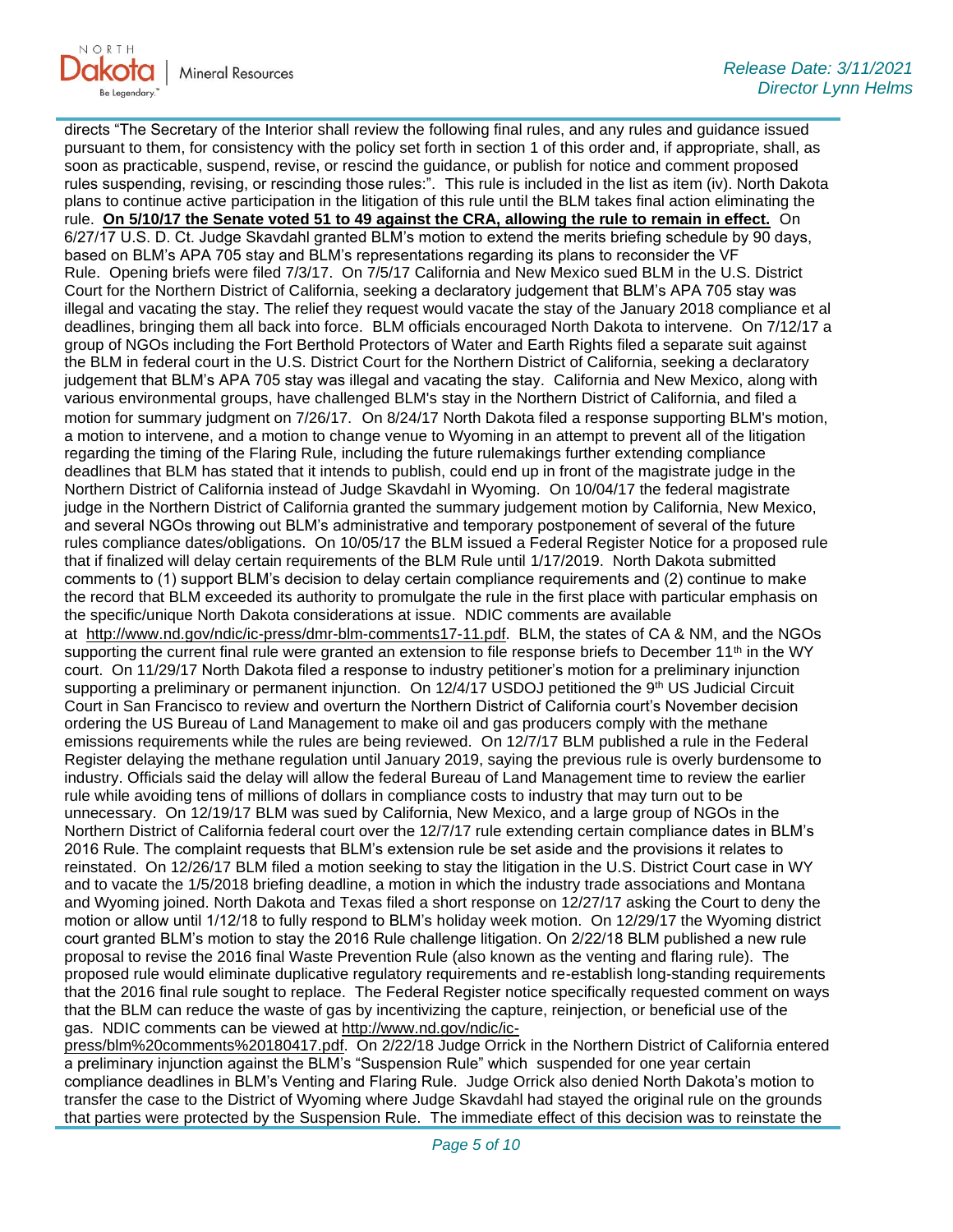directs "The Secretary of the Interior shall review the following final rules, and any rules and guidance issued pursuant to them, for consistency with the policy set forth in section 1 of this order and, if appropriate, shall, as soon as practicable, suspend, revise, or rescind the guidance, or publish for notice and comment proposed rules suspending, revising, or rescinding those rules:". This rule is included in the list as item (iv). North Dakota plans to continue active participation in the litigation of this rule until the BLM takes final action eliminating the rule. **On 5/10/17 the Senate voted 51 to 49 against the CRA, allowing the rule to remain in effect.** On 6/27/17 U.S. D. Ct. Judge Skavdahl granted BLM's motion to extend the merits briefing schedule by 90 days, based on BLM's APA 705 stay and BLM's representations regarding its plans to reconsider the VF Rule. Opening briefs were filed 7/3/17. On 7/5/17 California and New Mexico sued BLM in the U.S. District Court for the Northern District of California, seeking a declaratory judgement that BLM's APA 705 stay was illegal and vacating the stay. The relief they request would vacate the stay of the January 2018 compliance et al deadlines, bringing them all back into force. BLM officials encouraged North Dakota to intervene. On 7/12/17 a group of NGOs including the Fort Berthold Protectors of Water and Earth Rights filed a separate suit against the BLM in federal court in the U.S. District Court for the Northern District of California, seeking a declaratory judgement that BLM's APA 705 stay was illegal and vacating the stay. California and New Mexico, along with various environmental groups, have challenged BLM's stay in the Northern District of California, and filed a motion for summary judgment on 7/26/17. On 8/24/17 North Dakota filed a response supporting BLM's motion, a motion to intervene, and a motion to change venue to Wyoming in an attempt to prevent all of the litigation regarding the timing of the Flaring Rule, including the future rulemakings further extending compliance deadlines that BLM has stated that it intends to publish, could end up in front of the magistrate judge in the Northern District of California instead of Judge Skavdahl in Wyoming. On 10/04/17 the federal magistrate judge in the Northern District of California granted the summary judgement motion by California, New Mexico, and several NGOs throwing out BLM's administrative and temporary postponement of several of the future rules compliance dates/obligations. On 10/05/17 the BLM issued a Federal Register Notice for a proposed rule that if finalized will delay certain requirements of the BLM Rule until 1/17/2019. North Dakota submitted comments to (1) support BLM's decision to delay certain compliance requirements and (2) continue to make the record that BLM exceeded its authority to promulgate the rule in the first place with particular emphasis on the specific/unique North Dakota considerations at issue. NDIC comments are available at http://www.nd.gov/ndic/ic-press/dmr-blm-comments17-11.pdf. BLM, the states of CA & NM, and the NGOs supporting the current final rule were granted an extension to file response briefs to December 11th in the WY court. On 11/29/17 North Dakota filed a response to industry petitioner's motion for a preliminary injunction supporting a preliminary or permanent injunction. On 12/4/17 USDOJ petitioned the 9th US Judicial Circuit Court in San Francisco to review and overturn the Northern District of California court's November decision ordering the US Bureau of Land Management to make oil and gas producers comply with the methane emissions requirements while the rules are being reviewed. On 12/7/17 BLM published a rule in the Federal Register delaying the methane regulation until January 2019, saying the previous rule is overly burdensome to industry. Officials said the delay will allow the federal Bureau of Land Management time to review the earlier rule while avoiding tens of millions of dollars in compliance costs to industry that may turn out to be unnecessary. On 12/19/17 BLM was sued by California, New Mexico, and a large group of NGOs in the Northern District of California federal court over the 12/7/17 rule extending certain compliance dates in BLM's 2016 Rule. The complaint requests that BLM's extension rule be set aside and the provisions it relates to reinstated. On 12/26/17 BLM filed a motion seeking to stay the litigation in the U.S. District Court case in WY and to vacate the 1/5/2018 briefing deadline, a motion in which the industry trade associations and Montana and Wyoming joined. North Dakota and Texas filed a short response on 12/27/17 asking the Court to deny the motion or allow until 1/12/18 to fully respond to BLM's holiday week motion. On 12/29/17 the Wyoming district court granted BLM's motion to stay the 2016 Rule challenge litigation. On 2/22/18 BLM published a new rule proposal to revise the 2016 final Waste Prevention Rule (also known as the venting and flaring rule). The proposed rule would eliminate duplicative regulatory requirements and re-establish long-standing requirements that the 2016 final rule sought to replace. The Federal Register notice specifically requested comment on ways that the BLM can reduce the waste of gas by incentivizing the capture, reinjection, or beneficial use of the gas. NDIC comments can be viewed at http://www.nd.gov/ndic/ic-press/blm%20comments%20180417.pdf. On 2/22/18 Judge Orrick in the Northern District of California entered a preliminary injunction against the BLM's "Suspension Rule" which suspended for one year certain compliance deadlines in BLM's Venting and Flaring Rule. Judge Orrick also denied North Dakota's motion to transfer the case to the District of Wyoming where Judge Skavdahl had stayed the original rule on the grounds that parties were protected by the Suspension Rule. The immediate effect of this decision was to reinstate the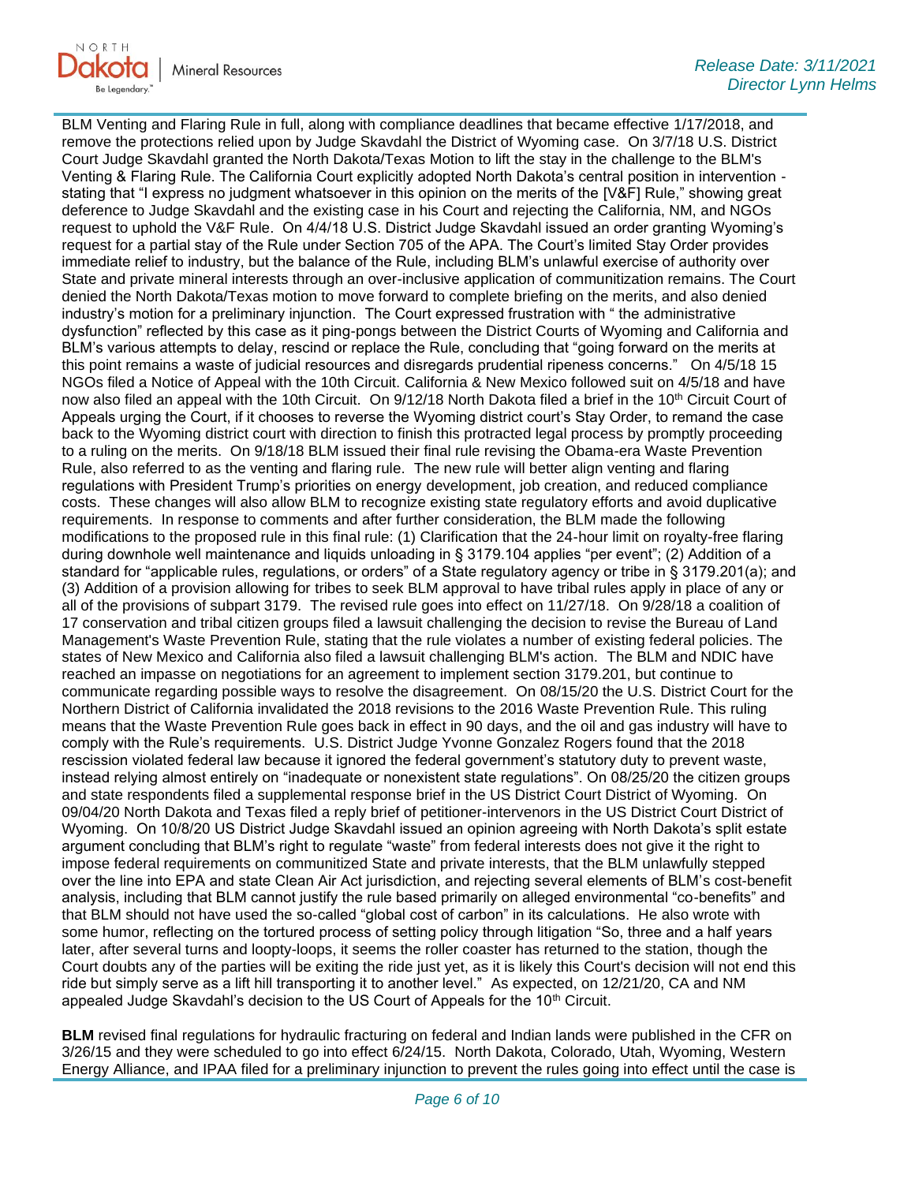BLM Venting and Flaring Rule in full, along with compliance deadlines that became effective 1/17/2018, and remove the protections relied upon by Judge Skavdahl the District of Wyoming case. On 3/7/18 U.S. District Court Judge Skavdahl granted the North Dakota/Texas Motion to lift the stay in the challenge to the BLM's Venting & Flaring Rule. The California Court explicitly adopted North Dakota's central position in intervention - stating that "I express no judgment whatsoever in this opinion on the merits of the [V&F] Rule," showing great deference to Judge Skavdahl and the existing case in his Court and rejecting the California, NM, and NGOs request to uphold the V&F Rule. On 4/4/18 U.S. District Judge Skavdahl issued an order granting Wyoming's request for a partial stay of the Rule under Section 705 of the APA. The Court's limited Stay Order provides immediate relief to industry, but the balance of the Rule, including BLM's unlawful exercise of authority over State and private mineral interests through an over-inclusive application of communitization remains. The Court denied the North Dakota/Texas motion to move forward to complete briefing on the merits, and also denied industry's motion for a preliminary injunction. The Court expressed frustration with " the administrative dysfunction" reflected by this case as it ping-pongs between the District Courts of Wyoming and California and BLM's various attempts to delay, rescind or replace the Rule, concluding that "going forward on the merits at this point remains a waste of judicial resources and disregards prudential ripeness concerns." On 4/5/18 15 NGOs filed a Notice of Appeal with the 10th Circuit. California & New Mexico followed suit on 4/5/18 and have now also filed an appeal with the 10th Circuit. On 9/12/18 North Dakota filed a brief in the 10th Circuit Court of Appeals urging the Court, if it chooses to reverse the Wyoming district court's Stay Order, to remand the case back to the Wyoming district court with direction to finish this protracted legal process by promptly proceeding to a ruling on the merits. On 9/18/18 BLM issued their final rule revising the Obama-era Waste Prevention Rule, also referred to as the venting and flaring rule. The new rule will better align venting and flaring regulations with President Trump's priorities on energy development, job creation, and reduced compliance costs. These changes will also allow BLM to recognize existing state regulatory efforts and avoid duplicative requirements. In response to comments and after further consideration, the BLM made the following modifications to the proposed rule in this final rule: (1) Clarification that the 24-hour limit on royalty-free flaring during downhole well maintenance and liquids unloading in § 3179.104 applies "per event"; (2) Addition of a standard for "applicable rules, regulations, or orders" of a State regulatory agency or tribe in § 3179.201(a); and (3) Addition of a provision allowing for tribes to seek BLM approval to have tribal rules apply in place of any or all of the provisions of subpart 3179. The revised rule goes into effect on 11/27/18. On 9/28/18 a coalition of 17 conservation and tribal citizen groups filed a lawsuit challenging the decision to revise the Bureau of Land Management's Waste Prevention Rule, stating that the rule violates a number of existing federal policies. The states of New Mexico and California also filed a lawsuit challenging BLM's action. The BLM and NDIC have reached an impasse on negotiations for an agreement to implement section 3179.201, but continue to communicate regarding possible ways to resolve the disagreement. On 08/15/20 the U.S. District Court for the Northern District of California invalidated the 2018 revisions to the 2016 Waste Prevention Rule. This ruling means that the Waste Prevention Rule goes back in effect in 90 days, and the oil and gas industry will have to comply with the Rule's requirements. U.S. District Judge Yvonne Gonzalez Rogers found that the 2018 rescission violated federal law because it ignored the federal government's statutory duty to prevent waste, instead relying almost entirely on "inadequate or nonexistent state regulations". On 08/25/20 the citizen groups and state respondents filed a supplemental response brief in the US District Court District of Wyoming. On 09/04/20 North Dakota and Texas filed a reply brief of petitioner-intervenors in the US District Court District of Wyoming. On 10/8/20 US District Judge Skavdahl issued an opinion agreeing with North Dakota's split estate argument concluding that BLM's right to regulate "waste" from federal interests does not give it the right to impose federal requirements on communitized State and private interests, that the BLM unlawfully stepped over the line into EPA and state Clean Air Act jurisdiction, and rejecting several elements of BLM's cost-benefit analysis, including that BLM cannot justify the rule based primarily on alleged environmental "co-benefits" and that BLM should not have used the so-called "global cost of carbon" in its calculations. He also wrote with some humor, reflecting on the tortured process of setting policy through litigation "So, three and a half years later, after several turns and loopty-loops, it seems the roller coaster has returned to the station, though the Court doubts any of the parties will be exiting the ride just yet, as it is likely this Court's decision will not end this ride but simply serve as a lift hill transporting it to another level." As expected, on 12/21/20, CA and NM appealed Judge Skavdahl's decision to the US Court of Appeals for the 10th Circuit.

**BLM** revised final regulations for hydraulic fracturing on federal and Indian lands were published in the CFR on 3/26/15 and they were scheduled to go into effect 6/24/15. North Dakota, Colorado, Utah, Wyoming, Western Energy Alliance, and IPAA filed for a preliminary injunction to prevent the rules going into effect until the case is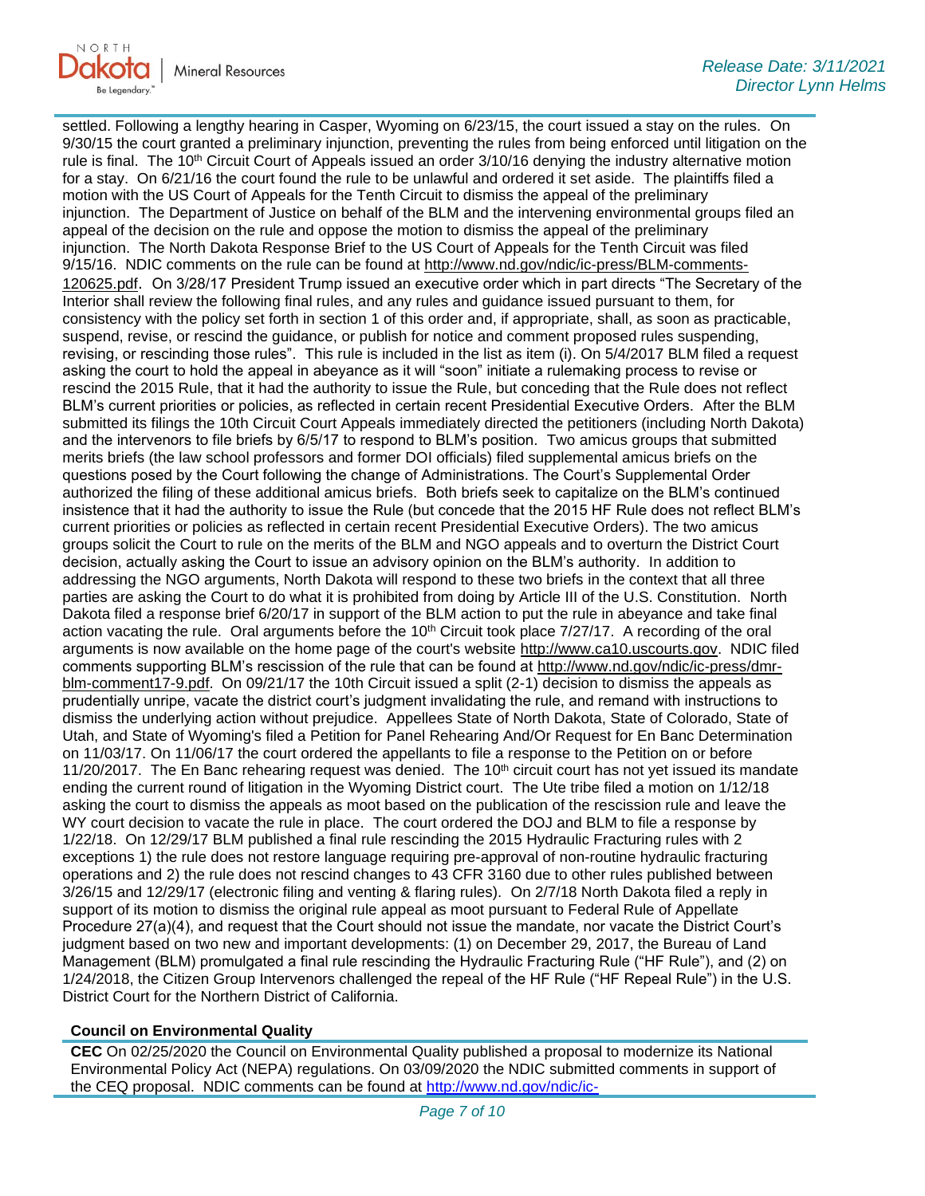settled. Following a lengthy hearing in Casper, Wyoming on 6/23/15, the court issued a stay on the rules. On 9/30/15 the court granted a preliminary injunction, preventing the rules from being enforced until litigation on the rule is final. The 10th Circuit Court of Appeals issued an order 3/10/16 denying the industry alternative motion for a stay. On 6/21/16 the court found the rule to be unlawful and ordered it set aside. The plaintiffs filed a motion with the US Court of Appeals for the Tenth Circuit to dismiss the appeal of the preliminary injunction. The Department of Justice on behalf of the BLM and the intervening environmental groups filed an appeal of the decision on the rule and oppose the motion to dismiss the appeal of the preliminary injunction. The North Dakota Response Brief to the US Court of Appeals for the Tenth Circuit was filed 9/15/16. NDIC comments on the rule can be found at http://www.nd.gov/ndic/ic-press/BLM-comments-120625.pdf. On 3/28/17 President Trump issued an executive order which in part directs "The Secretary of the Interior shall review the following final rules, and any rules and guidance issued pursuant to them, for consistency with the policy set forth in section 1 of this order and, if appropriate, shall, as soon as practicable, suspend, revise, or rescind the guidance, or publish for notice and comment proposed rules suspending, revising, or rescinding those rules". This rule is included in the list as item (i). On 5/4/2017 BLM filed a request asking the court to hold the appeal in abeyance as it will "soon" initiate a rulemaking process to revise or rescind the 2015 Rule, that it had the authority to issue the Rule, but conceding that the Rule does not reflect BLM's current priorities or policies, as reflected in certain recent Presidential Executive Orders. After the BLM submitted its filings the 10th Circuit Court Appeals immediately directed the petitioners (including North Dakota) and the intervenors to file briefs by 6/5/17 to respond to BLM's position. Two amicus groups that submitted merits briefs (the law school professors and former DOI officials) filed supplemental amicus briefs on the questions posed by the Court following the change of Administrations. The Court's Supplemental Order authorized the filing of these additional amicus briefs. Both briefs seek to capitalize on the BLM's continued insistence that it had the authority to issue the Rule (but concede that the 2015 HF Rule does not reflect BLM's current priorities or policies as reflected in certain recent Presidential Executive Orders). The two amicus groups solicit the Court to rule on the merits of the BLM and NGO appeals and to overturn the District Court decision, actually asking the Court to issue an advisory opinion on the BLM's authority. In addition to addressing the NGO arguments, North Dakota will respond to these two briefs in the context that all three parties are asking the Court to do what it is prohibited from doing by Article III of the U.S. Constitution. North Dakota filed a response brief 6/20/17 in support of the BLM action to put the rule in abeyance and take final action vacating the rule. Oral arguments before the 10th Circuit took place 7/27/17. A recording of the oral arguments is now available on the home page of the court's website http://www.ca10.uscourts.gov. NDIC filed comments supporting BLM's rescission of the rule that can be found at http://www.nd.gov/ndic/ic-press/dmr-blm-comment17-9.pdf. On 09/21/17 the 10th Circuit issued a split (2-1) decision to dismiss the appeals as prudentially unripe, vacate the district court's judgment invalidating the rule, and remand with instructions to dismiss the underlying action without prejudice. Appellees State of North Dakota, State of Colorado, State of Utah, and State of Wyoming's filed a Petition for Panel Rehearing And/Or Request for En Banc Determination on 11/03/17. On 11/06/17 the court ordered the appellants to file a response to the Petition on or before 11/20/2017. The En Banc rehearing request was denied. The 10th circuit court has not yet issued its mandate ending the current round of litigation in the Wyoming District court. The Ute tribe filed a motion on 1/12/18 asking the court to dismiss the appeals as moot based on the publication of the rescission rule and leave the WY court decision to vacate the rule in place. The court ordered the DOJ and BLM to file a response by 1/22/18. On 12/29/17 BLM published a final rule rescinding the 2015 Hydraulic Fracturing rules with 2 exceptions 1) the rule does not restore language requiring pre-approval of non-routine hydraulic fracturing operations and 2) the rule does not rescind changes to 43 CFR 3160 due to other rules published between 3/26/15 and 12/29/17 (electronic filing and venting & flaring rules). On 2/7/18 North Dakota filed a reply in support of its motion to dismiss the original rule appeal as moot pursuant to Federal Rule of Appellate Procedure 27(a)(4), and request that the Court should not issue the mandate, nor vacate the District Court's judgment based on two new and important developments: (1) on December 29, 2017, the Bureau of Land Management (BLM) promulgated a final rule rescinding the Hydraulic Fracturing Rule ("HF Rule"), and (2) on 1/24/2018, the Citizen Group Intervenors challenged the repeal of the HF Rule ("HF Repeal Rule") in the U.S. District Court for the Northern District of California.

**Council on Environmental Quality**

**CEC** On 02/25/2020 the Council on Environmental Quality published a proposal to modernize its National Environmental Policy Act (NEPA) regulations. On 03/09/2020 the NDIC submitted comments in support of the CEQ proposal. NDIC comments can be found at http://www.nd.gov/ndic/ic-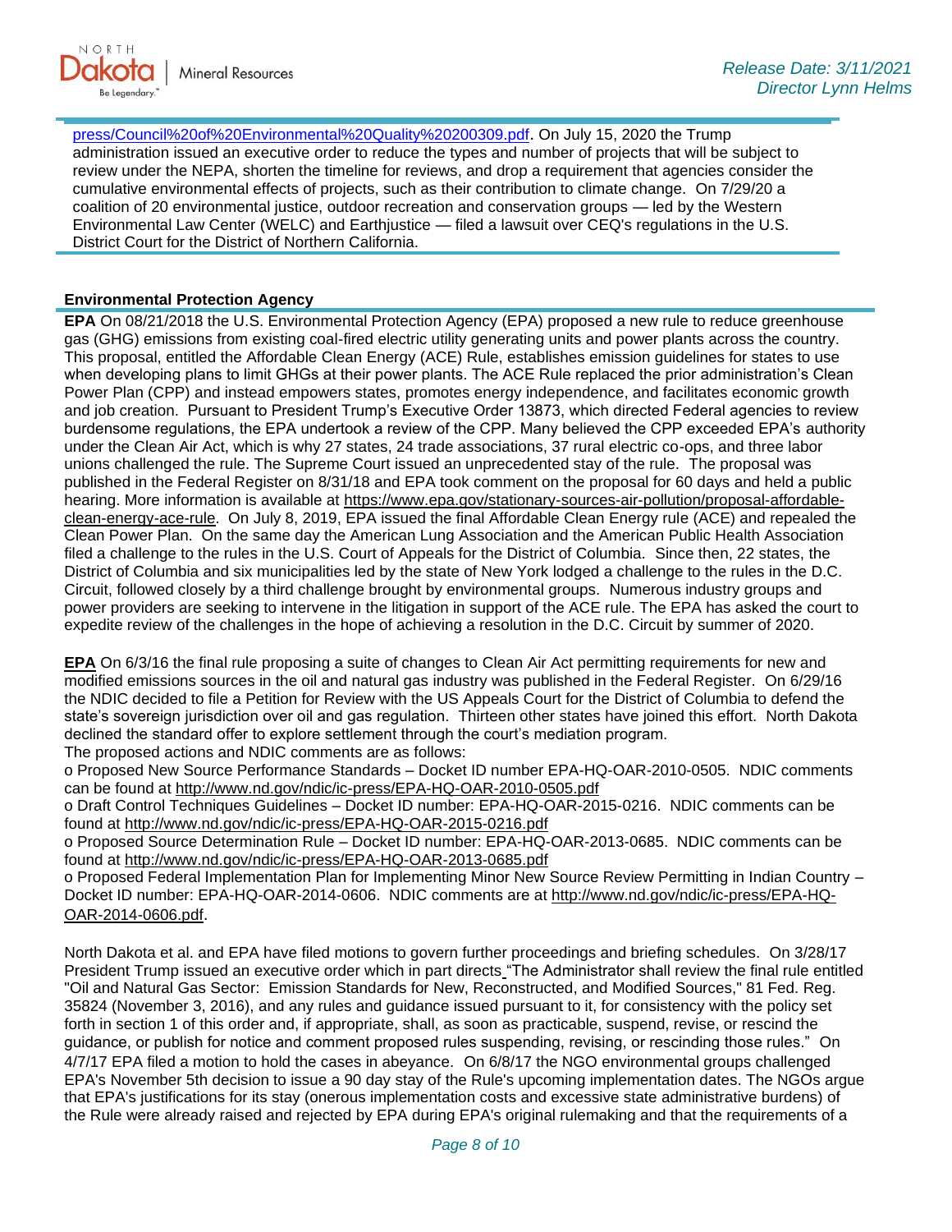press/Council%20of%20Environmental%20Quality%20200309.pdf. On July 15, 2020 the Trump administration issued an executive order to reduce the types and number of projects that will be subject to review under the NEPA, shorten the timeline for reviews, and drop a requirement that agencies consider the cumulative environmental effects of projects, such as their contribution to climate change. On 7/29/20 a coalition of 20 environmental justice, outdoor recreation and conservation groups — led by the Western Environmental Law Center (WELC) and Earthjustice — filed a lawsuit over CEQ's regulations in the U.S. District Court for the District of Northern California.

**Environmental Protection Agency**

**EPA** On 08/21/2018 the U.S. Environmental Protection Agency (EPA) proposed a new rule to reduce greenhouse gas (GHG) emissions from existing coal-fired electric utility generating units and power plants across the country. This proposal, entitled the Affordable Clean Energy (ACE) Rule, establishes emission guidelines for states to use when developing plans to limit GHGs at their power plants. The ACE Rule replaced the prior administration's Clean Power Plan (CPP) and instead empowers states, promotes energy independence, and facilitates economic growth and job creation. Pursuant to President Trump's Executive Order 13873, which directed Federal agencies to review burdensome regulations, the EPA undertook a review of the CPP. Many believed the CPP exceeded EPA's authority under the Clean Air Act, which is why 27 states, 24 trade associations, 37 rural electric co-ops, and three labor unions challenged the rule. The Supreme Court issued an unprecedented stay of the rule. The proposal was published in the Federal Register on 8/31/18 and EPA took comment on the proposal for 60 days and held a public hearing. More information is available at https://www.epa.gov/stationary-sources-air-pollution/proposal-affordable-clean-energy-ace-rule. On July 8, 2019, EPA issued the final Affordable Clean Energy rule (ACE) and repealed the Clean Power Plan. On the same day the American Lung Association and the American Public Health Association filed a challenge to the rules in the U.S. Court of Appeals for the District of Columbia. Since then, 22 states, the District of Columbia and six municipalities led by the state of New York lodged a challenge to the rules in the D.C. Circuit, followed closely by a third challenge brought by environmental groups. Numerous industry groups and power providers are seeking to intervene in the litigation in support of the ACE rule. The EPA has asked the court to expedite review of the challenges in the hope of achieving a resolution in the D.C. Circuit by summer of 2020.

**EPA** On 6/3/16 the final rule proposing a suite of changes to Clean Air Act permitting requirements for new and modified emissions sources in the oil and natural gas industry was published in the Federal Register. On 6/29/16 the NDIC decided to file a Petition for Review with the US Appeals Court for the District of Columbia to defend the state's sovereign jurisdiction over oil and gas regulation. Thirteen other states have joined this effort. North Dakota declined the standard offer to explore settlement through the court's mediation program.
The proposed actions and NDIC comments are as follows:

- Proposed New Source Performance Standards – Docket ID number EPA-HQ-OAR-2010-0505. NDIC comments can be found at http://www.nd.gov/ndic/ic-press/EPA-HQ-OAR-2010-0505.pdf
- Draft Control Techniques Guidelines – Docket ID number: EPA-HQ-OAR-2015-0216. NDIC comments can be found at http://www.nd.gov/ndic/ic-press/EPA-HQ-OAR-2015-0216.pdf
- Proposed Source Determination Rule – Docket ID number: EPA-HQ-OAR-2013-0685. NDIC comments can be found at http://www.nd.gov/ndic/ic-press/EPA-HQ-OAR-2013-0685.pdf
- Proposed Federal Implementation Plan for Implementing Minor New Source Review Permitting in Indian Country – Docket ID number: EPA-HQ-OAR-2014-0606. NDIC comments are at http://www.nd.gov/ndic/ic-press/EPA-HQ-OAR-2014-0606.pdf.

North Dakota et al. and EPA have filed motions to govern further proceedings and briefing schedules. On 3/28/17 President Trump issued an executive order which in part directs "The Administrator shall review the final rule entitled "Oil and Natural Gas Sector: Emission Standards for New, Reconstructed, and Modified Sources," 81 Fed. Reg. 35824 (November 3, 2016), and any rules and guidance issued pursuant to it, for consistency with the policy set forth in section 1 of this order and, if appropriate, shall, as soon as practicable, suspend, revise, or rescind the guidance, or publish for notice and comment proposed rules suspending, revising, or rescinding those rules." On 4/7/17 EPA filed a motion to hold the cases in abeyance. On 6/8/17 the NGO environmental groups challenged EPA's November 5th decision to issue a 90 day stay of the Rule's upcoming implementation dates. The NGOs argue that EPA's justifications for its stay (onerous implementation costs and excessive state administrative burdens) of the Rule were already raised and rejected by EPA during EPA's original rulemaking and that the requirements of a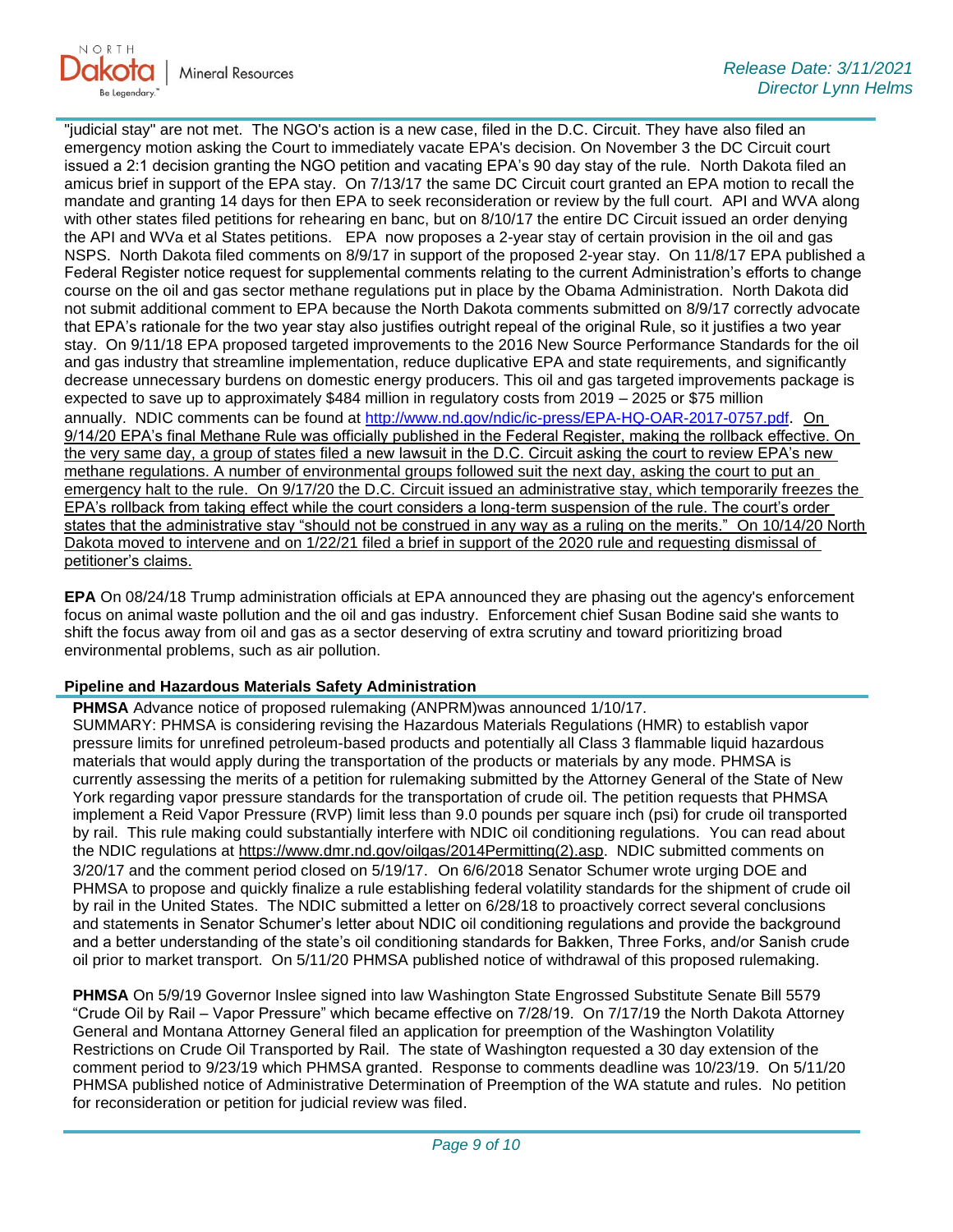"judicial stay" are not met. The NGO's action is a new case, filed in the D.C. Circuit. They have also filed an emergency motion asking the Court to immediately vacate EPA's decision. On November 3 the DC Circuit court issued a 2:1 decision granting the NGO petition and vacating EPA's 90 day stay of the rule. North Dakota filed an amicus brief in support of the EPA stay. On 7/13/17 the same DC Circuit court granted an EPA motion to recall the mandate and granting 14 days for then EPA to seek reconsideration or review by the full court. API and WVA along with other states filed petitions for rehearing en banc, but on 8/10/17 the entire DC Circuit issued an order denying the API and WVa et al States petitions. EPA now proposes a 2-year stay of certain provision in the oil and gas NSPS. North Dakota filed comments on 8/9/17 in support of the proposed 2-year stay. On 11/8/17 EPA published a Federal Register notice request for supplemental comments relating to the current Administration's efforts to change course on the oil and gas sector methane regulations put in place by the Obama Administration. North Dakota did not submit additional comment to EPA because the North Dakota comments submitted on 8/9/17 correctly advocate that EPA's rationale for the two year stay also justifies outright repeal of the original Rule, so it justifies a two year stay. On 9/11/18 EPA proposed targeted improvements to the 2016 New Source Performance Standards for the oil and gas industry that streamline implementation, reduce duplicative EPA and state requirements, and significantly decrease unnecessary burdens on domestic energy producers. This oil and gas targeted improvements package is expected to save up to approximately $484 million in regulatory costs from 2019 – 2025 or $75 million annually. NDIC comments can be found at http://www.nd.gov/ndic/ic-press/EPA-HQ-OAR-2017-0757.pdf. On 9/14/20 EPA's final Methane Rule was officially published in the Federal Register, making the rollback effective. On the very same day, a group of states filed a new lawsuit in the D.C. Circuit asking the court to review EPA's new methane regulations. A number of environmental groups followed suit the next day, asking the court to put an emergency halt to the rule. On 9/17/20 the D.C. Circuit issued an administrative stay, which temporarily freezes the EPA's rollback from taking effect while the court considers a long-term suspension of the rule. The court's order states that the administrative stay "should not be construed in any way as a ruling on the merits." On 10/14/20 North Dakota moved to intervene and on 1/22/21 filed a brief in support of the 2020 rule and requesting dismissal of petitioner's claims.

**EPA** On 08/24/18 Trump administration officials at EPA announced they are phasing out the agency's enforcement focus on animal waste pollution and the oil and gas industry. Enforcement chief Susan Bodine said she wants to shift the focus away from oil and gas as a sector deserving of extra scrutiny and toward prioritizing broad environmental problems, such as air pollution.

## Pipeline and Hazardous Materials Safety Administration

**PHMSA** Advance notice of proposed rulemaking (ANPRM)was announced 1/10/17.
SUMMARY: PHMSA is considering revising the Hazardous Materials Regulations (HMR) to establish vapor pressure limits for unrefined petroleum-based products and potentially all Class 3 flammable liquid hazardous materials that would apply during the transportation of the products or materials by any mode. PHMSA is currently assessing the merits of a petition for rulemaking submitted by the Attorney General of the State of New York regarding vapor pressure standards for the transportation of crude oil. The petition requests that PHMSA implement a Reid Vapor Pressure (RVP) limit less than 9.0 pounds per square inch (psi) for crude oil transported by rail. This rule making could substantially interfere with NDIC oil conditioning regulations. You can read about the NDIC regulations at https://www.dmr.nd.gov/oilgas/2014Permitting(2).asp. NDIC submitted comments on 3/20/17 and the comment period closed on 5/19/17. On 6/6/2018 Senator Schumer wrote urging DOE and PHMSA to propose and quickly finalize a rule establishing federal volatility standards for the shipment of crude oil by rail in the United States. The NDIC submitted a letter on 6/28/18 to proactively correct several conclusions and statements in Senator Schumer's letter about NDIC oil conditioning regulations and provide the background and a better understanding of the state's oil conditioning standards for Bakken, Three Forks, and/or Sanish crude oil prior to market transport. On 5/11/20 PHMSA published notice of withdrawal of this proposed rulemaking.

**PHMSA** On 5/9/19 Governor Inslee signed into law Washington State Engrossed Substitute Senate Bill 5579 "Crude Oil by Rail – Vapor Pressure" which became effective on 7/28/19. On 7/17/19 the North Dakota Attorney General and Montana Attorney General filed an application for preemption of the Washington Volatility Restrictions on Crude Oil Transported by Rail. The state of Washington requested a 30 day extension of the comment period to 9/23/19 which PHMSA granted. Response to comments deadline was 10/23/19. On 5/11/20 PHMSA published notice of Administrative Determination of Preemption of the WA statute and rules. No petition for reconsideration or petition for judicial review was filed.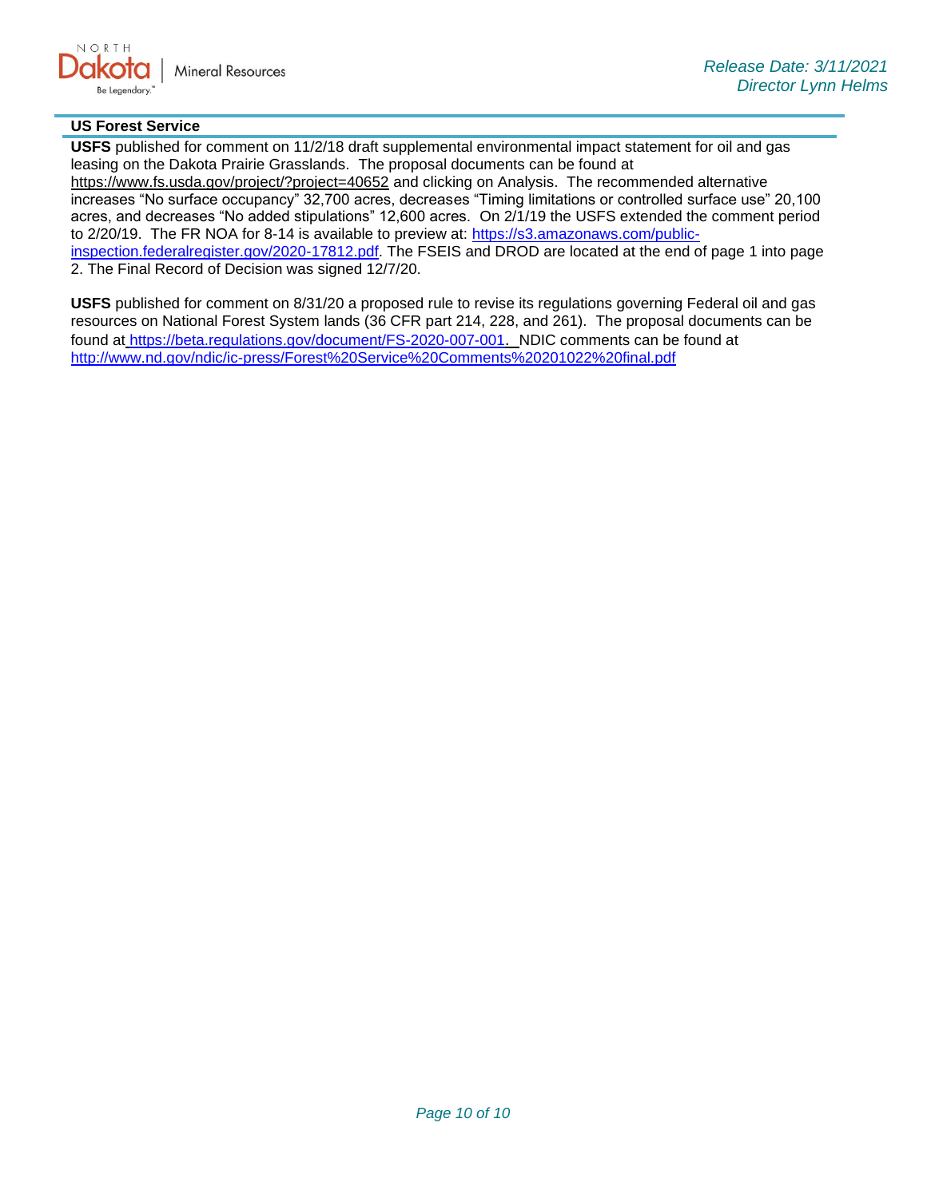## US Forest Service

**USFS** published for comment on 11/2/18 draft supplemental environmental impact statement for oil and gas leasing on the Dakota Prairie Grasslands. The proposal documents can be found at https://www.fs.usda.gov/project/?project=40652 and clicking on Analysis. The recommended alternative increases "No surface occupancy" 32,700 acres, decreases "Timing limitations or controlled surface use" 20,100 acres, and decreases "No added stipulations" 12,600 acres. On 2/1/19 the USFS extended the comment period to 2/20/19. The FR NOA for 8-14 is available to preview at: https://s3.amazonaws.com/public-inspection.federalregister.gov/2020-17812.pdf. The FSEIS and DROD are located at the end of page 1 into page 2. The Final Record of Decision was signed 12/7/20.

**USFS** published for comment on 8/31/20 a proposed rule to revise its regulations governing Federal oil and gas resources on National Forest System lands (36 CFR part 214, 228, and 261). The proposal documents can be found at https://beta.regulations.gov/document/FS-2020-007-001. NDIC comments can be found at http://www.nd.gov/ndic/ic-press/Forest%20Service%20Comments%20201022%20final.pdf